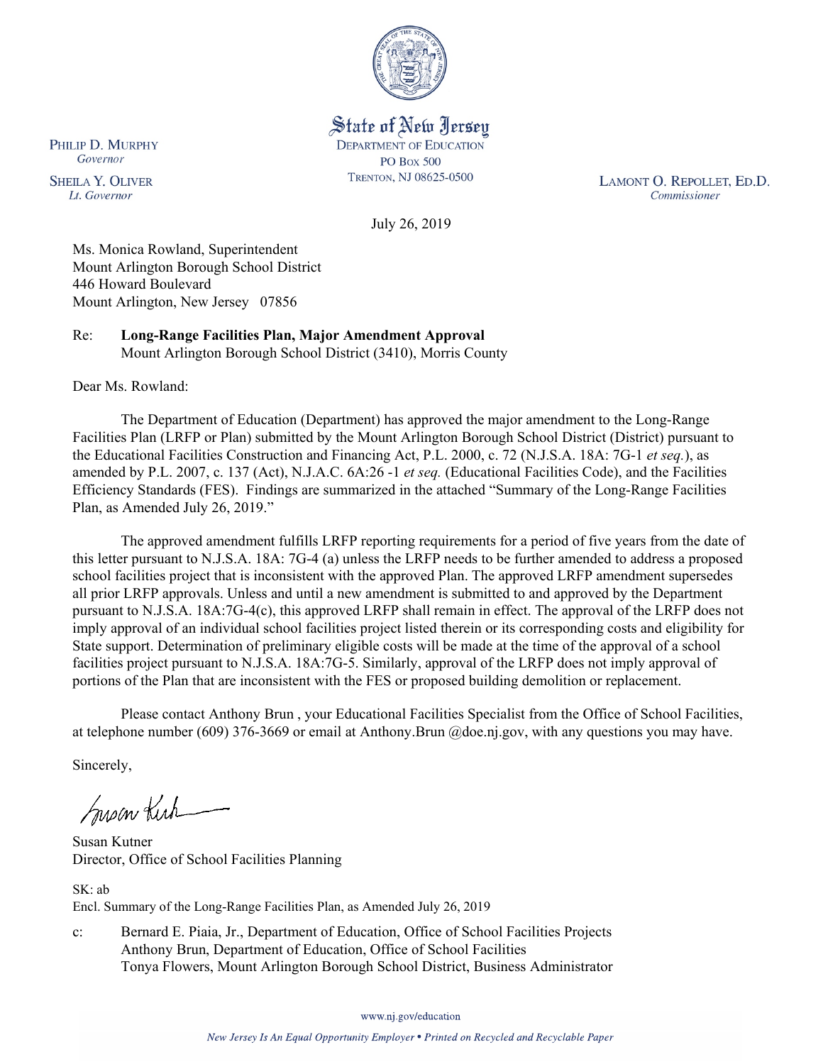State of New Jersey
DEPARTMENT OF EDUCATION
PO Box 500
TRENTON, NJ 08625-0500

PHILIP D. MURPHY
*Governor*

SHEILA Y. OLIVER
*Lt. Governor*

LAMONT O. REPOLLET, ED.D.
*Commissioner*

July 26, 2019

Ms. Monica Rowland, Superintendent
Mount Arlington Borough School District
446 Howard Boulevard
Mount Arlington, New Jersey 07856

Re: **Long-Range Facilities Plan, Major Amendment Approval**
Mount Arlington Borough School District (3410), Morris County

Dear Ms. Rowland:

The Department of Education (Department) has approved the major amendment to the Long-Range Facilities Plan (LRFP or Plan) submitted by the Mount Arlington Borough School District (District) pursuant to the Educational Facilities Construction and Financing Act, P.L. 2000, c. 72 (N.J.S.A. 18A: 7G-1 *et seq.*), as amended by P.L. 2007, c. 137 (Act), N.J.A.C. 6A:26 -1 *et seq.* (Educational Facilities Code), and the Facilities Efficiency Standards (FES). Findings are summarized in the attached "Summary of the Long-Range Facilities Plan, as Amended July 26, 2019."

The approved amendment fulfills LRFP reporting requirements for a period of five years from the date of this letter pursuant to N.J.S.A. 18A: 7G-4 (a) unless the LRFP needs to be further amended to address a proposed school facilities project that is inconsistent with the approved Plan. The approved LRFP amendment supersedes all prior LRFP approvals. Unless and until a new amendment is submitted to and approved by the Department pursuant to N.J.S.A. 18A:7G-4(c), this approved LRFP shall remain in effect. The approval of the LRFP does not imply approval of an individual school facilities project listed therein or its corresponding costs and eligibility for State support. Determination of preliminary eligible costs will be made at the time of the approval of a school facilities project pursuant to N.J.S.A. 18A:7G-5. Similarly, approval of the LRFP does not imply approval of portions of the Plan that are inconsistent with the FES or proposed building demolition or replacement.

Please contact Anthony Brun , your Educational Facilities Specialist from the Office of School Facilities, at telephone number (609) 376-3669 or email at Anthony.Brun @doe.nj.gov, with any questions you may have.

Sincerely,

Susan Kutner
Director, Office of School Facilities Planning

SK: ab
Encl. Summary of the Long-Range Facilities Plan, as Amended July 26, 2019

c: Bernard E. Piaia, Jr., Department of Education, Office of School Facilities Projects
Anthony Brun, Department of Education, Office of School Facilities
Tonya Flowers, Mount Arlington Borough School District, Business Administrator

www.nj.gov/education

*New Jersey Is An Equal Opportunity Employer • Printed on Recycled and Recyclable Paper*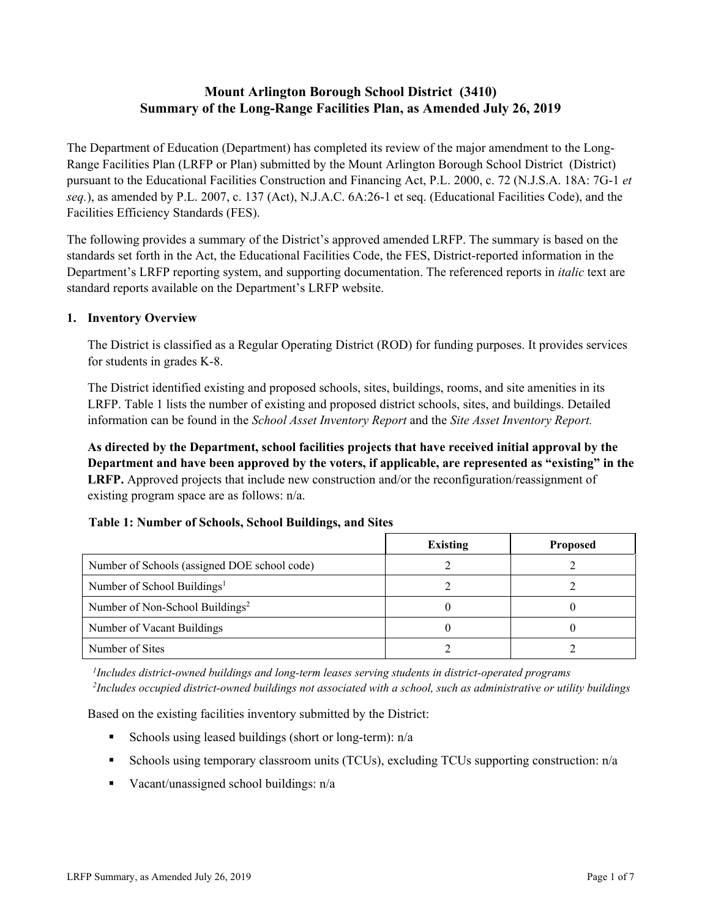# Mount Arlington Borough School District (3410)
# Summary of the Long-Range Facilities Plan, as Amended July 26, 2019

The Department of Education (Department) has completed its review of the major amendment to the Long-Range Facilities Plan (LRFP or Plan) submitted by the Mount Arlington Borough School District (District) pursuant to the Educational Facilities Construction and Financing Act, P.L. 2000, c. 72 (N.J.S.A. 18A: 7G-1 *et seq.*), as amended by P.L. 2007, c. 137 (Act), N.J.A.C. 6A:26-1 et seq. (Educational Facilities Code), and the Facilities Efficiency Standards (FES).

The following provides a summary of the District's approved amended LRFP. The summary is based on the standards set forth in the Act, the Educational Facilities Code, the FES, District-reported information in the Department's LRFP reporting system, and supporting documentation. The referenced reports in *italic* text are standard reports available on the Department's LRFP website.

## 1. Inventory Overview

The District is classified as a Regular Operating District (ROD) for funding purposes. It provides services for students in grades K-8.

The District identified existing and proposed schools, sites, buildings, rooms, and site amenities in its LRFP. Table 1 lists the number of existing and proposed district schools, sites, and buildings. Detailed information can be found in the *School Asset Inventory Report* and the *Site Asset Inventory Report.*

**As directed by the Department, school facilities projects that have received initial approval by the Department and have been approved by the voters, if applicable, are represented as "existing" in the LRFP.** Approved projects that include new construction and/or the reconfiguration/reassignment of existing program space are as follows: n/a.

**Table 1: Number of Schools, School Buildings, and Sites**

| | Existing | Proposed |
|---|---|---|
| Number of Schools (assigned DOE school code) | 2 | 2 |
| Number of School Buildings[1] | 2 | 2 |
| Number of Non-School Buildings[2] | 0 | 0 |
| Number of Vacant Buildings | 0 | 0 |
| Number of Sites | 2 | 2 |

*[1]Includes district-owned buildings and long-term leases serving students in district-operated programs*
*[2]Includes occupied district-owned buildings not associated with a school, such as administrative or utility buildings*

Based on the existing facilities inventory submitted by the District:

- Schools using leased buildings (short or long-term): n/a
- Schools using temporary classroom units (TCUs), excluding TCUs supporting construction: n/a
- Vacant/unassigned school buildings: n/a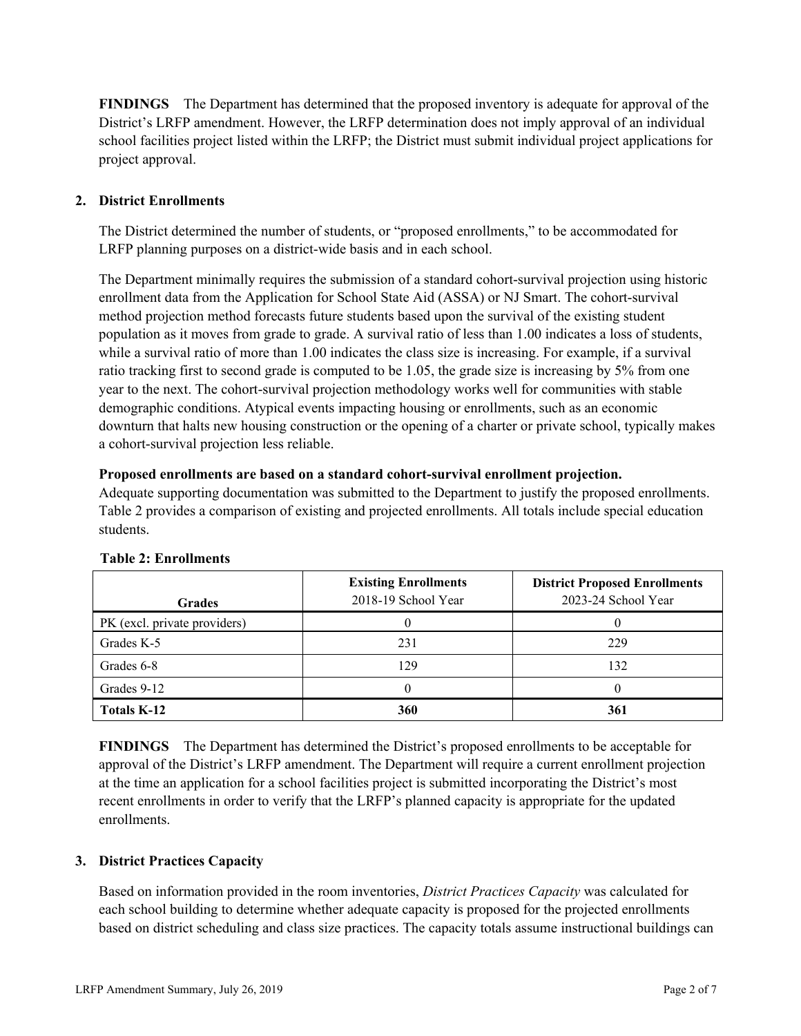**FINDINGS** The Department has determined that the proposed inventory is adequate for approval of the District's LRFP amendment. However, the LRFP determination does not imply approval of an individual school facilities project listed within the LRFP; the District must submit individual project applications for project approval.

## 2. District Enrollments

The District determined the number of students, or "proposed enrollments," to be accommodated for LRFP planning purposes on a district-wide basis and in each school.

The Department minimally requires the submission of a standard cohort-survival projection using historic enrollment data from the Application for School State Aid (ASSA) or NJ Smart. The cohort-survival method projection method forecasts future students based upon the survival of the existing student population as it moves from grade to grade. A survival ratio of less than 1.00 indicates a loss of students, while a survival ratio of more than 1.00 indicates the class size is increasing. For example, if a survival ratio tracking first to second grade is computed to be 1.05, the grade size is increasing by 5% from one year to the next. The cohort-survival projection methodology works well for communities with stable demographic conditions. Atypical events impacting housing or enrollments, such as an economic downturn that halts new housing construction or the opening of a charter or private school, typically makes a cohort-survival projection less reliable.

**Proposed enrollments are based on a standard cohort-survival enrollment projection.**
Adequate supporting documentation was submitted to the Department to justify the proposed enrollments. Table 2 provides a comparison of existing and projected enrollments. All totals include special education students.

**Table 2: Enrollments**

| Grades | **Existing Enrollments** 2018-19 School Year | **District Proposed Enrollments** 2023-24 School Year |
|---|---|---|
| PK (excl. private providers) | 0 | 0 |
| Grades K-5 | 231 | 229 |
| Grades 6-8 | 129 | 132 |
| Grades 9-12 | 0 | 0 |
| **Totals K-12** | **360** | **361** |

**FINDINGS** The Department has determined the District's proposed enrollments to be acceptable for approval of the District's LRFP amendment. The Department will require a current enrollment projection at the time an application for a school facilities project is submitted incorporating the District's most recent enrollments in order to verify that the LRFP's planned capacity is appropriate for the updated enrollments.

## 3. District Practices Capacity

Based on information provided in the room inventories, *District Practices Capacity* was calculated for each school building to determine whether adequate capacity is proposed for the projected enrollments based on district scheduling and class size practices. The capacity totals assume instructional buildings can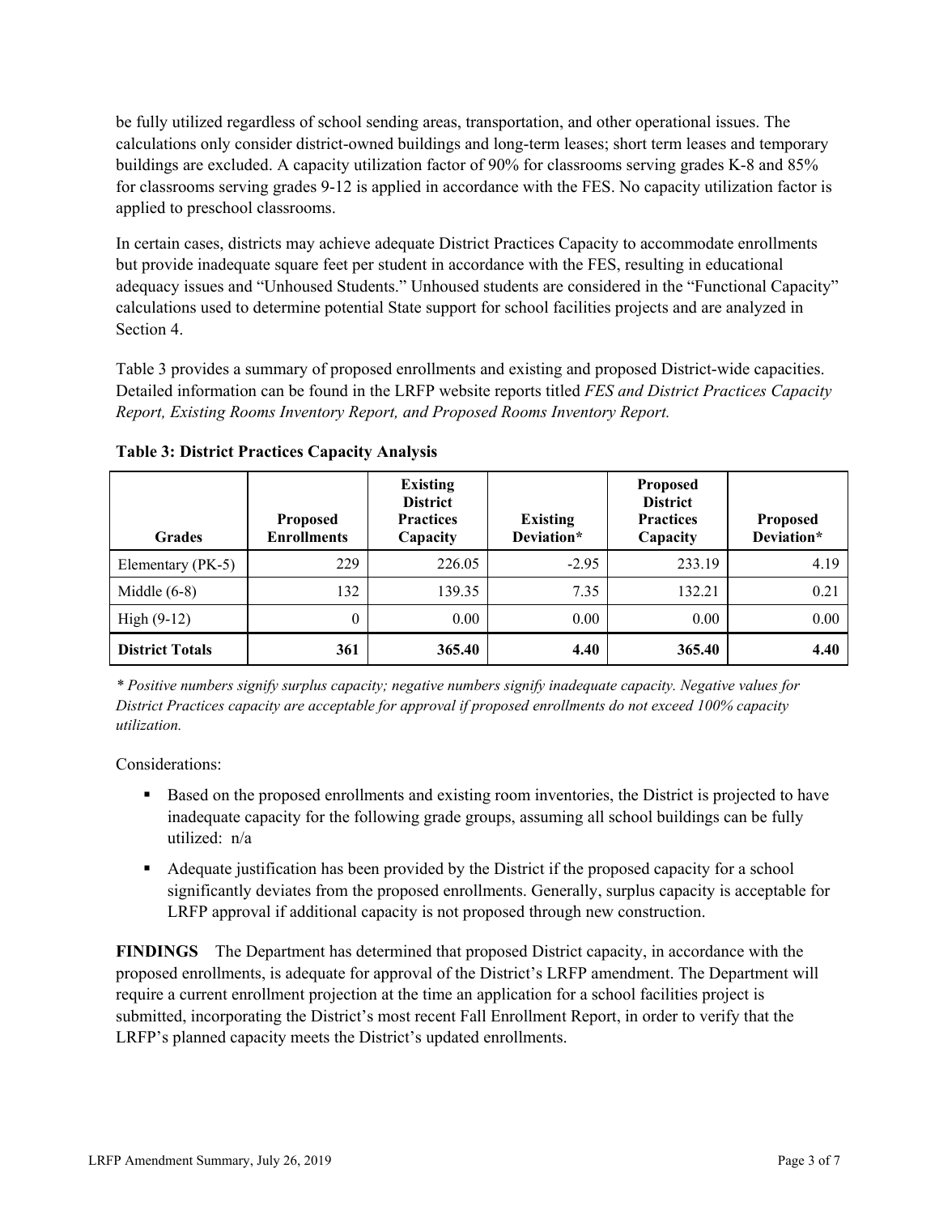be fully utilized regardless of school sending areas, transportation, and other operational issues. The calculations only consider district-owned buildings and long-term leases; short term leases and temporary buildings are excluded. A capacity utilization factor of 90% for classrooms serving grades K-8 and 85% for classrooms serving grades 9-12 is applied in accordance with the FES. No capacity utilization factor is applied to preschool classrooms.

In certain cases, districts may achieve adequate District Practices Capacity to accommodate enrollments but provide inadequate square feet per student in accordance with the FES, resulting in educational adequacy issues and "Unhoused Students." Unhoused students are considered in the "Functional Capacity" calculations used to determine potential State support for school facilities projects and are analyzed in Section 4.

Table 3 provides a summary of proposed enrollments and existing and proposed District-wide capacities. Detailed information can be found in the LRFP website reports titled *FES and District Practices Capacity Report, Existing Rooms Inventory Report, and Proposed Rooms Inventory Report.*

**Table 3: District Practices Capacity Analysis**

| Grades | Proposed Enrollments | Existing District Practices Capacity | Existing Deviation* | Proposed District Practices Capacity | Proposed Deviation* |
|---|---|---|---|---|---|
| Elementary (PK-5) | 229 | 226.05 | -2.95 | 233.19 | 4.19 |
| Middle (6-8) | 132 | 139.35 | 7.35 | 132.21 | 0.21 |
| High (9-12) | 0 | 0.00 | 0.00 | 0.00 | 0.00 |
| **District Totals** | **361** | **365.40** | **4.40** | **365.40** | **4.40** |

*\* Positive numbers signify surplus capacity; negative numbers signify inadequate capacity. Negative values for District Practices capacity are acceptable for approval if proposed enrollments do not exceed 100% capacity utilization.*

Considerations:

- Based on the proposed enrollments and existing room inventories, the District is projected to have inadequate capacity for the following grade groups, assuming all school buildings can be fully utilized: n/a
- Adequate justification has been provided by the District if the proposed capacity for a school significantly deviates from the proposed enrollments. Generally, surplus capacity is acceptable for LRFP approval if additional capacity is not proposed through new construction.

**FINDINGS** The Department has determined that proposed District capacity, in accordance with the proposed enrollments, is adequate for approval of the District's LRFP amendment. The Department will require a current enrollment projection at the time an application for a school facilities project is submitted, incorporating the District's most recent Fall Enrollment Report, in order to verify that the LRFP's planned capacity meets the District's updated enrollments.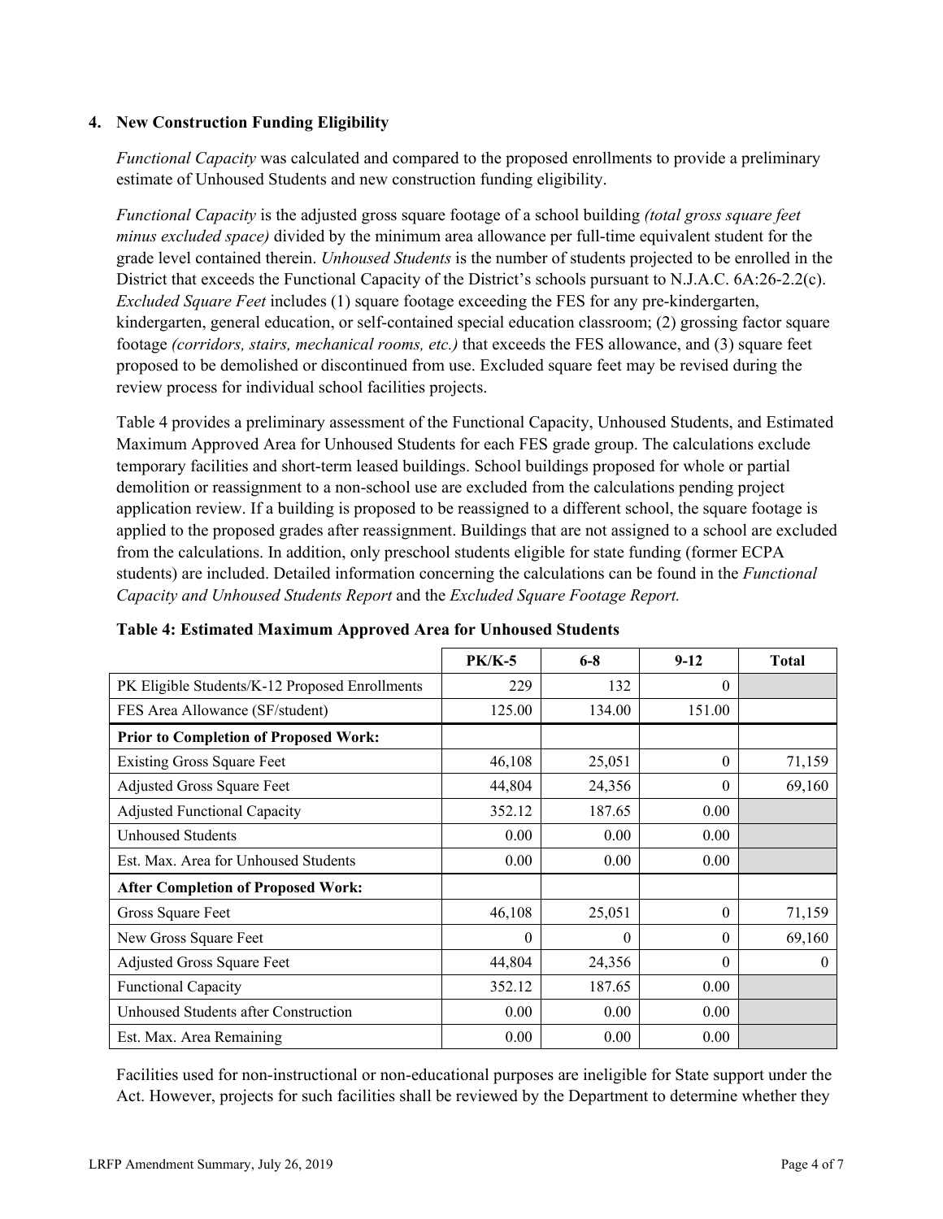### 4. New Construction Funding Eligibility

*Functional Capacity* was calculated and compared to the proposed enrollments to provide a preliminary estimate of Unhoused Students and new construction funding eligibility.

*Functional Capacity* is the adjusted gross square footage of a school building *(total gross square feet minus excluded space)* divided by the minimum area allowance per full-time equivalent student for the grade level contained therein. *Unhoused Students* is the number of students projected to be enrolled in the District that exceeds the Functional Capacity of the District's schools pursuant to N.J.A.C. 6A:26-2.2(c). *Excluded Square Feet* includes (1) square footage exceeding the FES for any pre-kindergarten, kindergarten, general education, or self-contained special education classroom; (2) grossing factor square footage *(corridors, stairs, mechanical rooms, etc.)* that exceeds the FES allowance, and (3) square feet proposed to be demolished or discontinued from use. Excluded square feet may be revised during the review process for individual school facilities projects.

Table 4 provides a preliminary assessment of the Functional Capacity, Unhoused Students, and Estimated Maximum Approved Area for Unhoused Students for each FES grade group. The calculations exclude temporary facilities and short-term leased buildings. School buildings proposed for whole or partial demolition or reassignment to a non-school use are excluded from the calculations pending project application review. If a building is proposed to be reassigned to a different school, the square footage is applied to the proposed grades after reassignment. Buildings that are not assigned to a school are excluded from the calculations. In addition, only preschool students eligible for state funding (former ECPA students) are included. Detailed information concerning the calculations can be found in the *Functional Capacity and Unhoused Students Report* and the *Excluded Square Footage Report.*

**Table 4: Estimated Maximum Approved Area for Unhoused Students**

| | PK/K-5 | 6-8 | 9-12 | Total |
|---|---|---|---|---|
| PK Eligible Students/K-12 Proposed Enrollments | 229 | 132 | 0 | |
| FES Area Allowance (SF/student) | 125.00 | 134.00 | 151.00 | |
| **Prior to Completion of Proposed Work:** | | | | |
| Existing Gross Square Feet | 46,108 | 25,051 | 0 | 71,159 |
| Adjusted Gross Square Feet | 44,804 | 24,356 | 0 | 69,160 |
| Adjusted Functional Capacity | 352.12 | 187.65 | 0.00 | |
| Unhoused Students | 0.00 | 0.00 | 0.00 | |
| Est. Max. Area for Unhoused Students | 0.00 | 0.00 | 0.00 | |
| **After Completion of Proposed Work:** | | | | |
| Gross Square Feet | 46,108 | 25,051 | 0 | 71,159 |
| New Gross Square Feet | 0 | 0 | 0 | 69,160 |
| Adjusted Gross Square Feet | 44,804 | 24,356 | 0 | 0 |
| Functional Capacity | 352.12 | 187.65 | 0.00 | |
| Unhoused Students after Construction | 0.00 | 0.00 | 0.00 | |
| Est. Max. Area Remaining | 0.00 | 0.00 | 0.00 | |

Facilities used for non-instructional or non-educational purposes are ineligible for State support under the Act. However, projects for such facilities shall be reviewed by the Department to determine whether they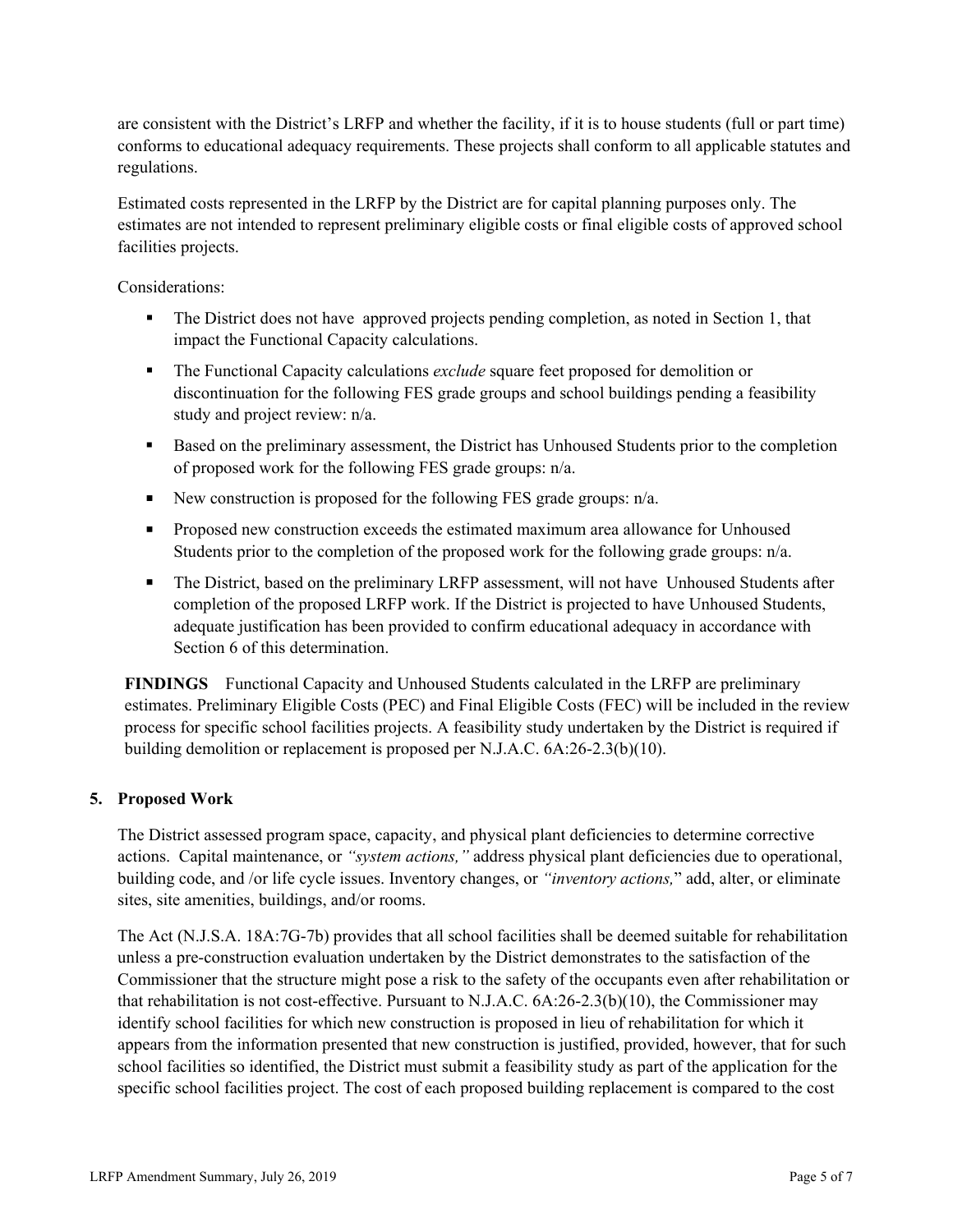are consistent with the District's LRFP and whether the facility, if it is to house students (full or part time) conforms to educational adequacy requirements. These projects shall conform to all applicable statutes and regulations.

Estimated costs represented in the LRFP by the District are for capital planning purposes only. The estimates are not intended to represent preliminary eligible costs or final eligible costs of approved school facilities projects.

Considerations:

- The District does not have approved projects pending completion, as noted in Section 1, that impact the Functional Capacity calculations.
- The Functional Capacity calculations *exclude* square feet proposed for demolition or discontinuation for the following FES grade groups and school buildings pending a feasibility study and project review: n/a.
- Based on the preliminary assessment, the District has Unhoused Students prior to the completion of proposed work for the following FES grade groups: n/a.
- New construction is proposed for the following FES grade groups: n/a.
- Proposed new construction exceeds the estimated maximum area allowance for Unhoused Students prior to the completion of the proposed work for the following grade groups: n/a.
- The District, based on the preliminary LRFP assessment, will not have Unhoused Students after completion of the proposed LRFP work. If the District is projected to have Unhoused Students, adequate justification has been provided to confirm educational adequacy in accordance with Section 6 of this determination.

**FINDINGS** Functional Capacity and Unhoused Students calculated in the LRFP are preliminary estimates. Preliminary Eligible Costs (PEC) and Final Eligible Costs (FEC) will be included in the review process for specific school facilities projects. A feasibility study undertaken by the District is required if building demolition or replacement is proposed per N.J.A.C. 6A:26-2.3(b)(10).

## 5. Proposed Work

The District assessed program space, capacity, and physical plant deficiencies to determine corrective actions. Capital maintenance, or *"system actions,"* address physical plant deficiencies due to operational, building code, and /or life cycle issues. Inventory changes, or *"inventory actions,"* add, alter, or eliminate sites, site amenities, buildings, and/or rooms.

The Act (N.J.S.A. 18A:7G-7b) provides that all school facilities shall be deemed suitable for rehabilitation unless a pre-construction evaluation undertaken by the District demonstrates to the satisfaction of the Commissioner that the structure might pose a risk to the safety of the occupants even after rehabilitation or that rehabilitation is not cost-effective. Pursuant to N.J.A.C. 6A:26-2.3(b)(10), the Commissioner may identify school facilities for which new construction is proposed in lieu of rehabilitation for which it appears from the information presented that new construction is justified, provided, however, that for such school facilities so identified, the District must submit a feasibility study as part of the application for the specific school facilities project. The cost of each proposed building replacement is compared to the cost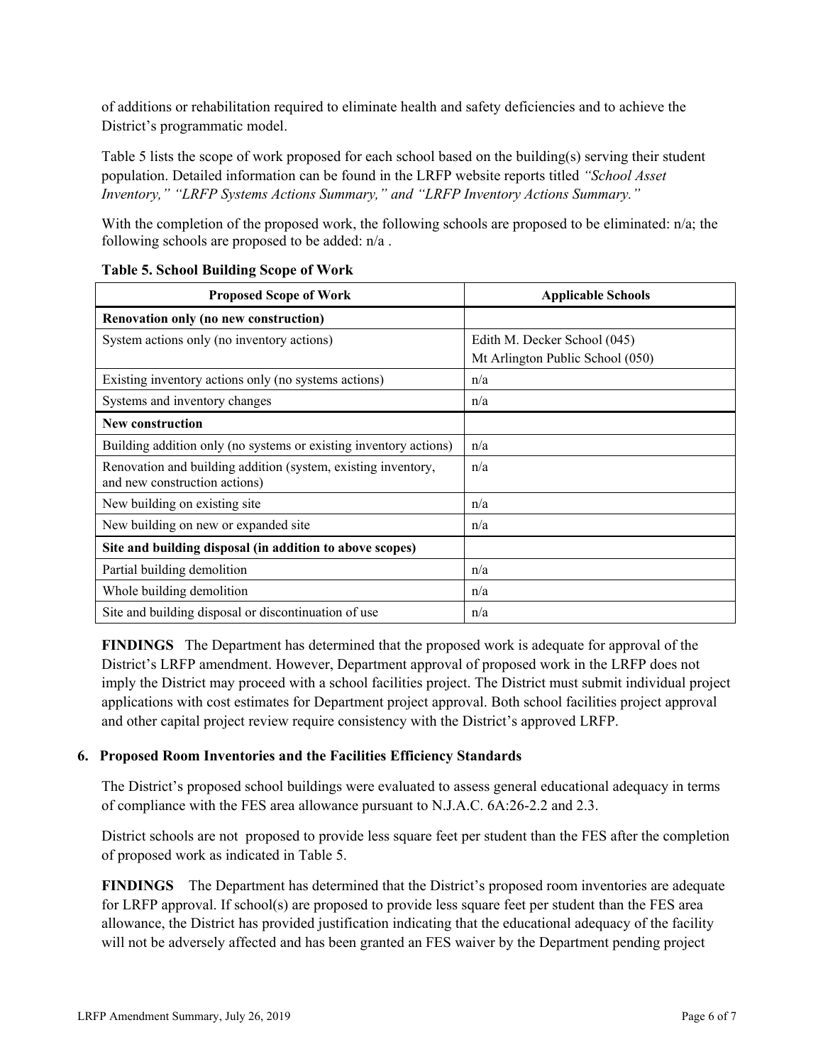of additions or rehabilitation required to eliminate health and safety deficiencies and to achieve the District's programmatic model.

Table 5 lists the scope of work proposed for each school based on the building(s) serving their student population. Detailed information can be found in the LRFP website reports titled *"School Asset Inventory," "LRFP Systems Actions Summary," and "LRFP Inventory Actions Summary."*

With the completion of the proposed work, the following schools are proposed to be eliminated: n/a; the following schools are proposed to be added: n/a .

**Table 5. School Building Scope of Work**

| Proposed Scope of Work | Applicable Schools |
|---|---|
| **Renovation only (no new construction)** | |
| System actions only (no inventory actions) | Edith M. Decker School (045)<br>Mt Arlington Public School (050) |
| Existing inventory actions only (no systems actions) | n/a |
| Systems and inventory changes | n/a |
| **New construction** | |
| Building addition only (no systems or existing inventory actions) | n/a |
| Renovation and building addition (system, existing inventory, and new construction actions) | n/a |
| New building on existing site | n/a |
| New building on new or expanded site | n/a |
| **Site and building disposal (in addition to above scopes)** | |
| Partial building demolition | n/a |
| Whole building demolition | n/a |
| Site and building disposal or discontinuation of use | n/a |

**FINDINGS** The Department has determined that the proposed work is adequate for approval of the District's LRFP amendment. However, Department approval of proposed work in the LRFP does not imply the District may proceed with a school facilities project. The District must submit individual project applications with cost estimates for Department project approval. Both school facilities project approval and other capital project review require consistency with the District's approved LRFP.

### 6. Proposed Room Inventories and the Facilities Efficiency Standards

The District's proposed school buildings were evaluated to assess general educational adequacy in terms of compliance with the FES area allowance pursuant to N.J.A.C. 6A:26-2.2 and 2.3.

District schools are not proposed to provide less square feet per student than the FES after the completion of proposed work as indicated in Table 5.

**FINDINGS** The Department has determined that the District's proposed room inventories are adequate for LRFP approval. If school(s) are proposed to provide less square feet per student than the FES area allowance, the District has provided justification indicating that the educational adequacy of the facility will not be adversely affected and has been granted an FES waiver by the Department pending project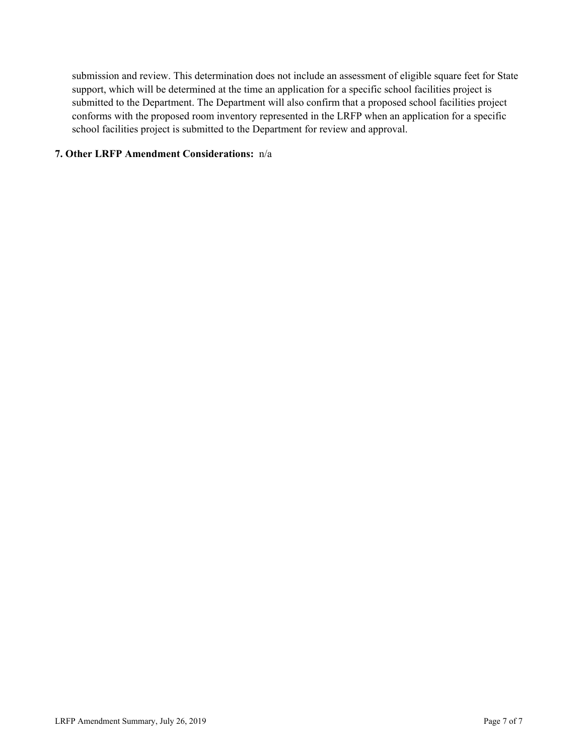submission and review. This determination does not include an assessment of eligible square feet for State support, which will be determined at the time an application for a specific school facilities project is submitted to the Department. The Department will also confirm that a proposed school facilities project conforms with the proposed room inventory represented in the LRFP when an application for a specific school facilities project is submitted to the Department for review and approval.

**7. Other LRFP Amendment Considerations:** n/a